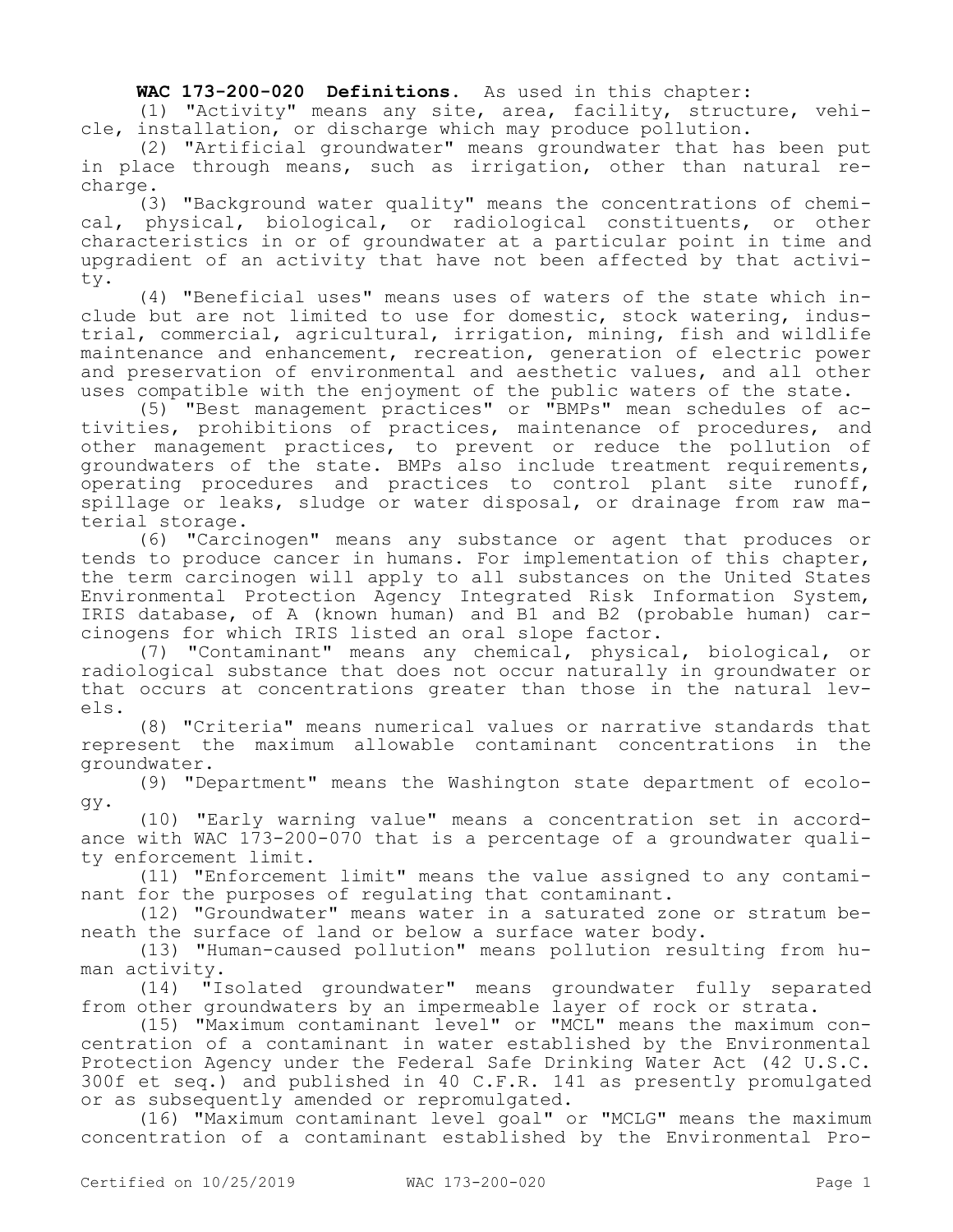**WAC 173-200-020 Definitions.** As used in this chapter:

(1) "Activity" means any site, area, facility, structure, vehicle, installation, or discharge which may produce pollution.

(2) "Artificial groundwater" means groundwater that has been put in place through means, such as irrigation, other than natural recharge.

(3) "Background water quality" means the concentrations of chemical, physical, biological, or radiological constituents, or other characteristics in or of groundwater at a particular point in time and upgradient of an activity that have not been affected by that activity.

(4) "Beneficial uses" means uses of waters of the state which include but are not limited to use for domestic, stock watering, industrial, commercial, agricultural, irrigation, mining, fish and wildlife maintenance and enhancement, recreation, generation of electric power and preservation of environmental and aesthetic values, and all other uses compatible with the enjoyment of the public waters of the state.

(5) "Best management practices" or "BMPs" mean schedules of activities, prohibitions of practices, maintenance of procedures, and other management practices, to prevent or reduce the pollution of groundwaters of the state. BMPs also include treatment requirements, operating procedures and practices to control plant site runoff, spillage or leaks, sludge or water disposal, or drainage from raw material storage.

(6) "Carcinogen" means any substance or agent that produces or tends to produce cancer in humans. For implementation of this chapter, the term carcinogen will apply to all substances on the United States Environmental Protection Agency Integrated Risk Information System, IRIS database, of A (known human) and B1 and B2 (probable human) carcinogens for which IRIS listed an oral slope factor.

(7) "Contaminant" means any chemical, physical, biological, or radiological substance that does not occur naturally in groundwater or that occurs at concentrations greater than those in the natural levels.

(8) "Criteria" means numerical values or narrative standards that represent the maximum allowable contaminant concentrations in the groundwater.

(9) "Department" means the Washington state department of ecology.

(10) "Early warning value" means a concentration set in accordance with WAC 173-200-070 that is a percentage of a groundwater quality enforcement limit.

(11) "Enforcement limit" means the value assigned to any contaminant for the purposes of regulating that contaminant.

(12) "Groundwater" means water in a saturated zone or stratum beneath the surface of land or below a surface water body.

(13) "Human-caused pollution" means pollution resulting from human activity.

(14) "Isolated groundwater" means groundwater fully separated from other groundwaters by an impermeable layer of rock or strata.

(15) "Maximum contaminant level" or "MCL" means the maximum concentration of a contaminant in water established by the Environmental Protection Agency under the Federal Safe Drinking Water Act (42 U.S.C. 300f et seq.) and published in 40 C.F.R. 141 as presently promulgated or as subsequently amended or repromulgated.

(16) "Maximum contaminant level goal" or "MCLG" means the maximum concentration of a contaminant established by the Environmental Pro-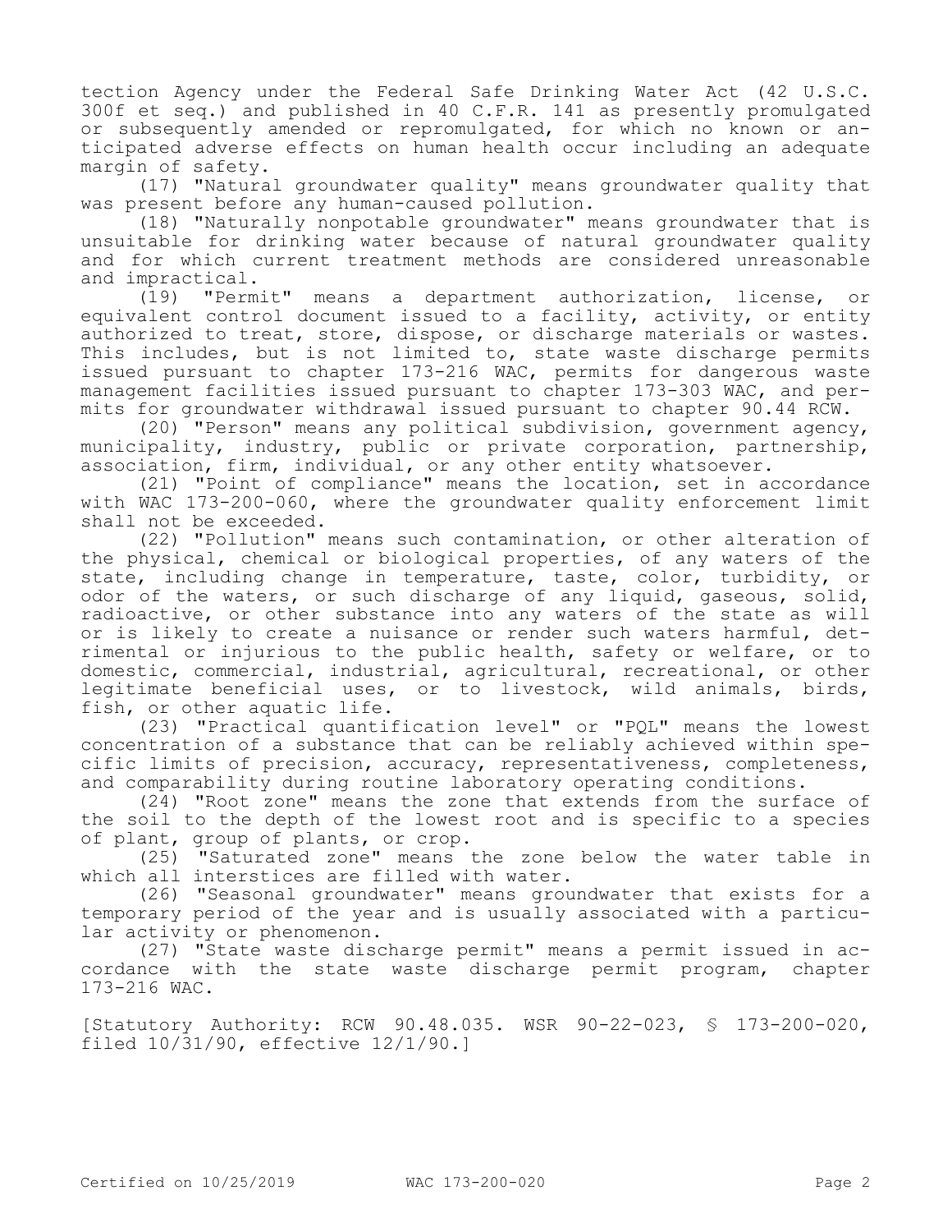tection Agency under the Federal Safe Drinking Water Act (42 U.S.C. 300f et seq.) and published in 40 C.F.R. 141 as presently promulgated or subsequently amended or repromulgated, for which no known or anticipated adverse effects on human health occur including an adequate margin of safety.

(17) "Natural groundwater quality" means groundwater quality that was present before any human-caused pollution.

(18) "Naturally nonpotable groundwater" means groundwater that is unsuitable for drinking water because of natural groundwater quality and for which current treatment methods are considered unreasonable and impractical.

(19) "Permit" means a department authorization, license, or equivalent control document issued to a facility, activity, or entity authorized to treat, store, dispose, or discharge materials or wastes. This includes, but is not limited to, state waste discharge permits issued pursuant to chapter 173-216 WAC, permits for dangerous waste management facilities issued pursuant to chapter 173-303 WAC, and permits for groundwater withdrawal issued pursuant to chapter 90.44 RCW.

(20) "Person" means any political subdivision, government agency, municipality, industry, public or private corporation, partnership, association, firm, individual, or any other entity whatsoever.

(21) "Point of compliance" means the location, set in accordance with WAC 173-200-060, where the groundwater quality enforcement limit shall not be exceeded.

(22) "Pollution" means such contamination, or other alteration of the physical, chemical or biological properties, of any waters of the state, including change in temperature, taste, color, turbidity, or odor of the waters, or such discharge of any liquid, gaseous, solid, radioactive, or other substance into any waters of the state as will or is likely to create a nuisance or render such waters harmful, detrimental or injurious to the public health, safety or welfare, or to domestic, commercial, industrial, agricultural, recreational, or other legitimate beneficial uses, or to livestock, wild animals, birds, fish, or other aquatic life.

(23) "Practical quantification level" or "PQL" means the lowest concentration of a substance that can be reliably achieved within specific limits of precision, accuracy, representativeness, completeness, and comparability during routine laboratory operating conditions.

(24) "Root zone" means the zone that extends from the surface of the soil to the depth of the lowest root and is specific to a species of plant, group of plants, or crop.

(25) "Saturated zone" means the zone below the water table in which all interstices are filled with water.

(26) "Seasonal groundwater" means groundwater that exists for a temporary period of the year and is usually associated with a particular activity or phenomenon.

(27) "State waste discharge permit" means a permit issued in accordance with the state waste discharge permit program, chapter 173-216 WAC.

[Statutory Authority: RCW 90.48.035. WSR 90-22-023, § 173-200-020, filed 10/31/90, effective 12/1/90.]